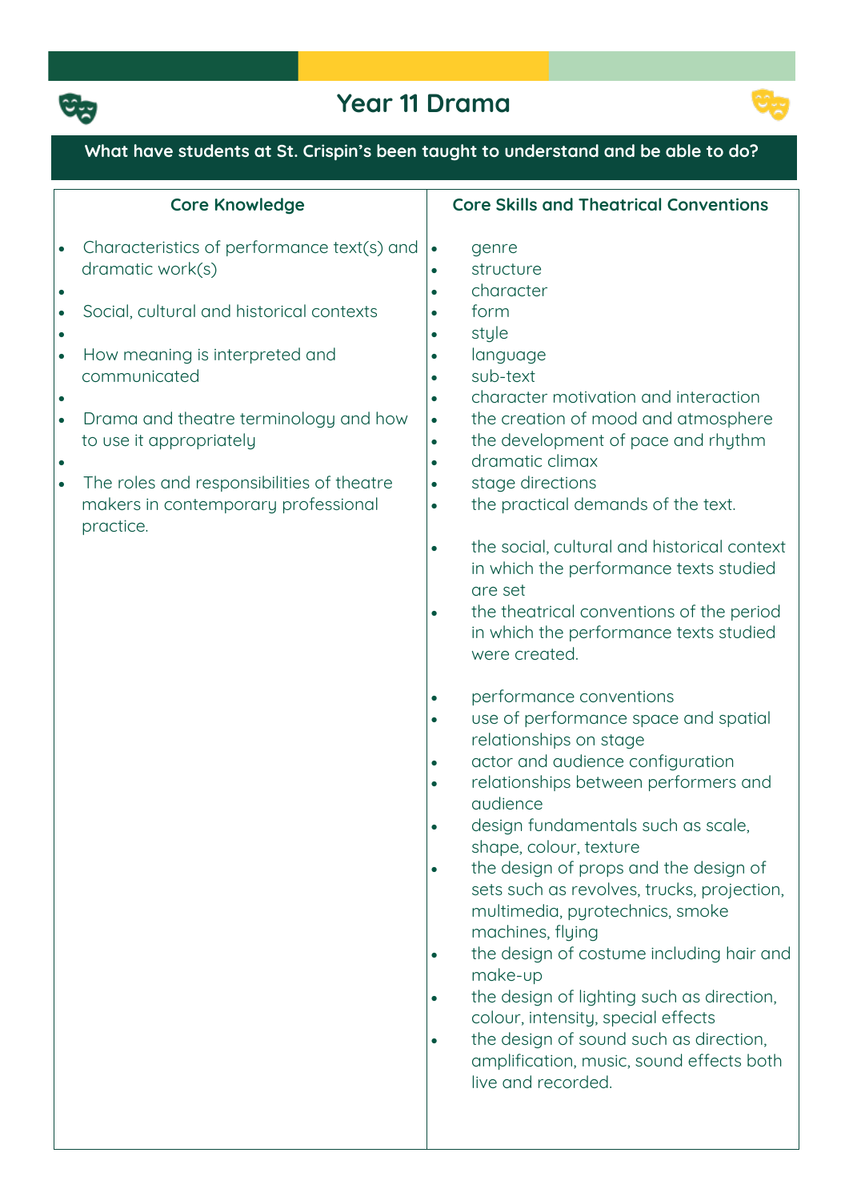# Year 11 Drama

**What have students at St. Crispin's been taught to understand and be able to do?**

## Core Knowledge

- Characteristics of performance text(s) and dramatic work(s)
- Social, cultural and historical contexts
- How meaning is interpreted and communicated
- Drama and theatre terminology and how to use it appropriately
- The roles and responsibilities of theatre makers in contemporary professional practice.

## Core Skills and Theatrical Conventions

- genre
- structure
- character
- form
- style
- language
- sub-text
- character motivation and interaction
- the creation of mood and atmosphere
- the development of pace and rhythm
- dramatic climax
- stage directions
- the practical demands of the text.

- the social, cultural and historical context in which the performance texts studied are set
- the theatrical conventions of the period in which the performance texts studied were created.

- performance conventions
- use of performance space and spatial relationships on stage
- actor and audience configuration
- relationships between performers and audience
- design fundamentals such as scale, shape, colour, texture
- the design of props and the design of sets such as revolves, trucks, projection, multimedia, pyrotechnics, smoke machines, flying
- the design of costume including hair and make-up
- the design of lighting such as direction, colour, intensity, special effects
- the design of sound such as direction, amplification, music, sound effects both live and recorded.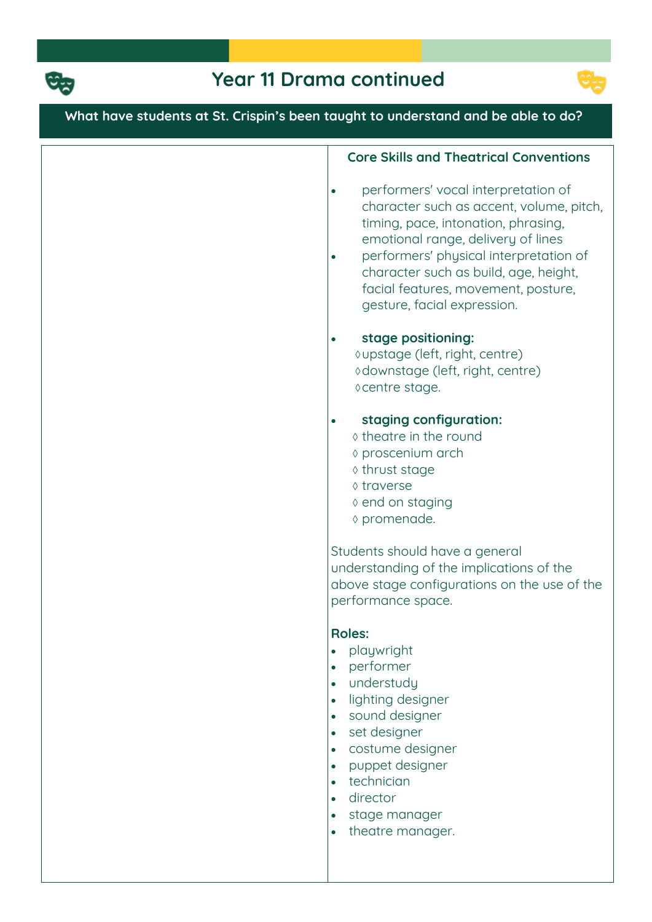# Year 11 Drama continued

## What have students at St. Crispin's been taught to understand and be able to do?

### Core Skills and Theatrical Conventions

- performers' vocal interpretation of character such as accent, volume, pitch, timing, pace, intonation, phrasing, emotional range, delivery of lines
- performers' physical interpretation of character such as build, age, height, facial features, movement, posture, gesture, facial expression.

- **stage positioning:**
  - ◊ upstage (left, right, centre)
  - ◊ downstage (left, right, centre)
  - ◊ centre stage.

- **staging configuration:**
  - ◊ theatre in the round
  - ◊ proscenium arch
  - ◊ thrust stage
  - ◊ traverse
  - ◊ end on staging
  - ◊ promenade.

Students should have a general understanding of the implications of the above stage configurations on the use of the performance space.

**Roles:**

- playwright
- performer
- understudy
- lighting designer
- sound designer
- set designer
- costume designer
- puppet designer
- technician
- director
- stage manager
- theatre manager.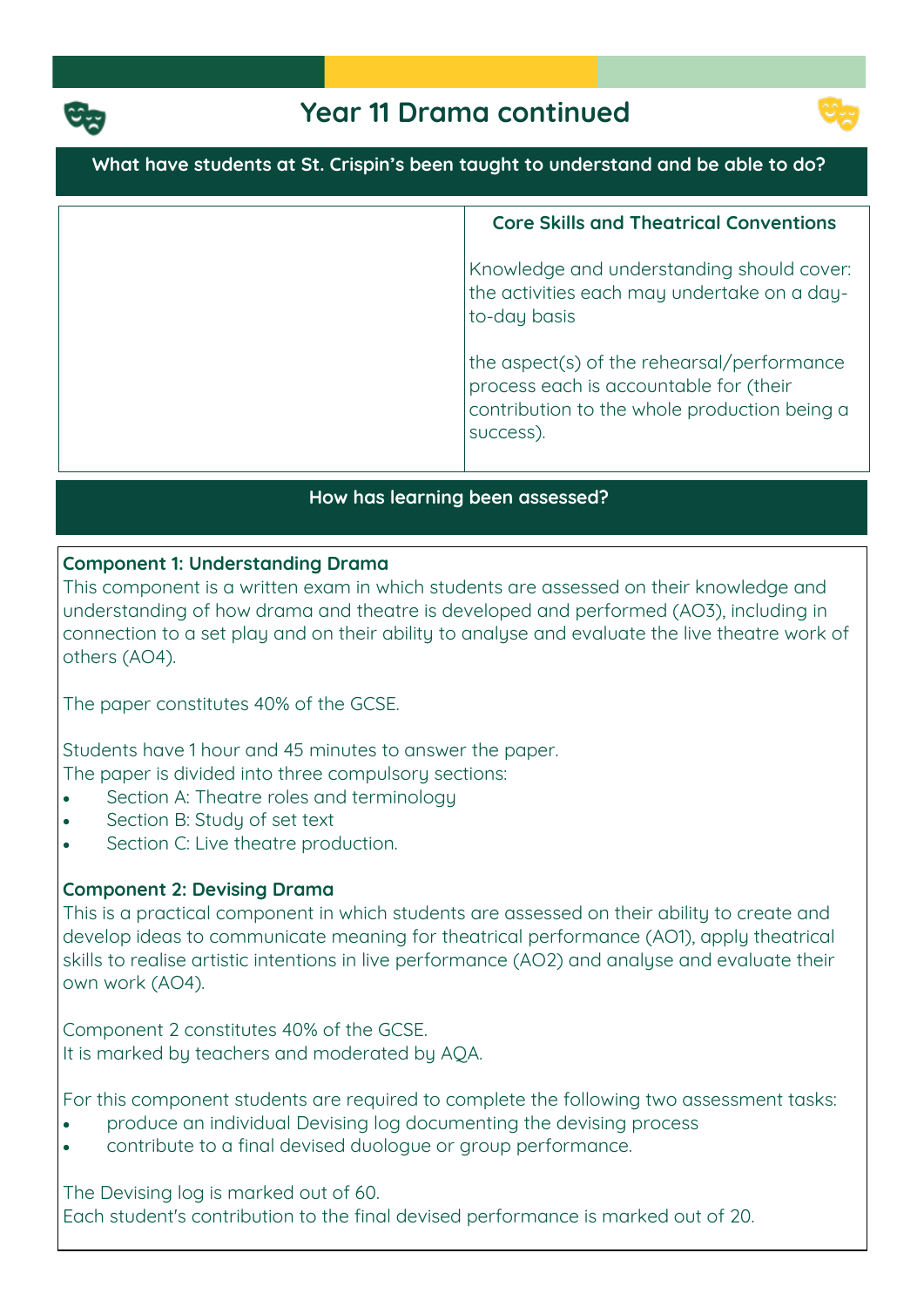# Year 11 Drama continued

**What have students at St. Crispin's been taught to understand and be able to do?**

| | Core Skills and Theatrical Conventions |
|---|---|
| | Knowledge and understanding should cover: the activities each may undertake on a day-to-day basis<br><br>the aspect(s) of the rehearsal/performance process each is accountable for (their contribution to the whole production being a success). |

**How has learning been assessed?**

**Component 1: Understanding Drama**

This component is a written exam in which students are assessed on their knowledge and understanding of how drama and theatre is developed and performed (AO3), including in connection to a set play and on their ability to analyse and evaluate the live theatre work of others (AO4).

The paper constitutes 40% of the GCSE.

Students have 1 hour and 45 minutes to answer the paper.
The paper is divided into three compulsory sections:

- Section A: Theatre roles and terminology
- Section B: Study of set text
- Section C: Live theatre production.

**Component 2: Devising Drama**

This is a practical component in which students are assessed on their ability to create and develop ideas to communicate meaning for theatrical performance (AO1), apply theatrical skills to realise artistic intentions in live performance (AO2) and analyse and evaluate their own work (AO4).

Component 2 constitutes 40% of the GCSE.
It is marked by teachers and moderated by AQA.

For this component students are required to complete the following two assessment tasks:

- produce an individual Devising log documenting the devising process
- contribute to a final devised duologue or group performance.

The Devising log is marked out of 60.
Each student's contribution to the final devised performance is marked out of 20.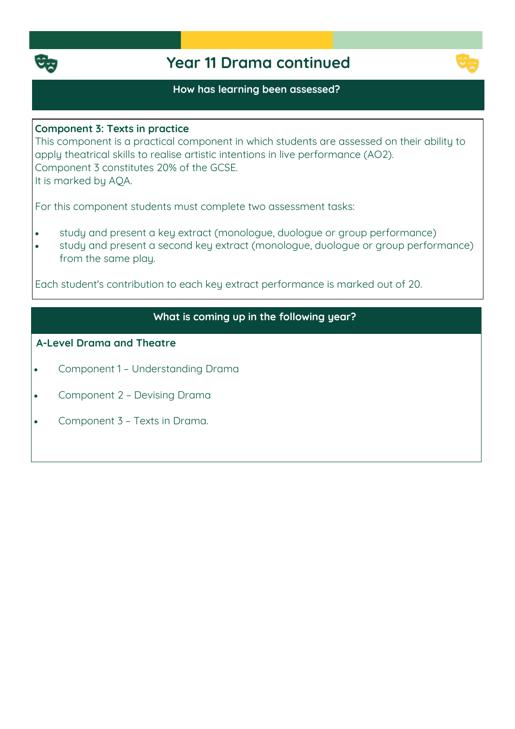# Year 11 Drama continued

## How has learning been assessed?

**Component 3: Texts in practice**
This component is a practical component in which students are assessed on their ability to apply theatrical skills to realise artistic intentions in live performance (AO2).
Component 3 constitutes 20% of the GCSE.
It is marked by AQA.

For this component students must complete two assessment tasks:

- study and present a key extract (monologue, duologue or group performance)
- study and present a second key extract (monologue, duologue or group performance) from the same play.

Each student's contribution to each key extract performance is marked out of 20.

## What is coming up in the following year?

**A-Level Drama and Theatre**

- Component 1 – Understanding Drama
- Component 2 – Devising Drama
- Component 3 – Texts in Drama.